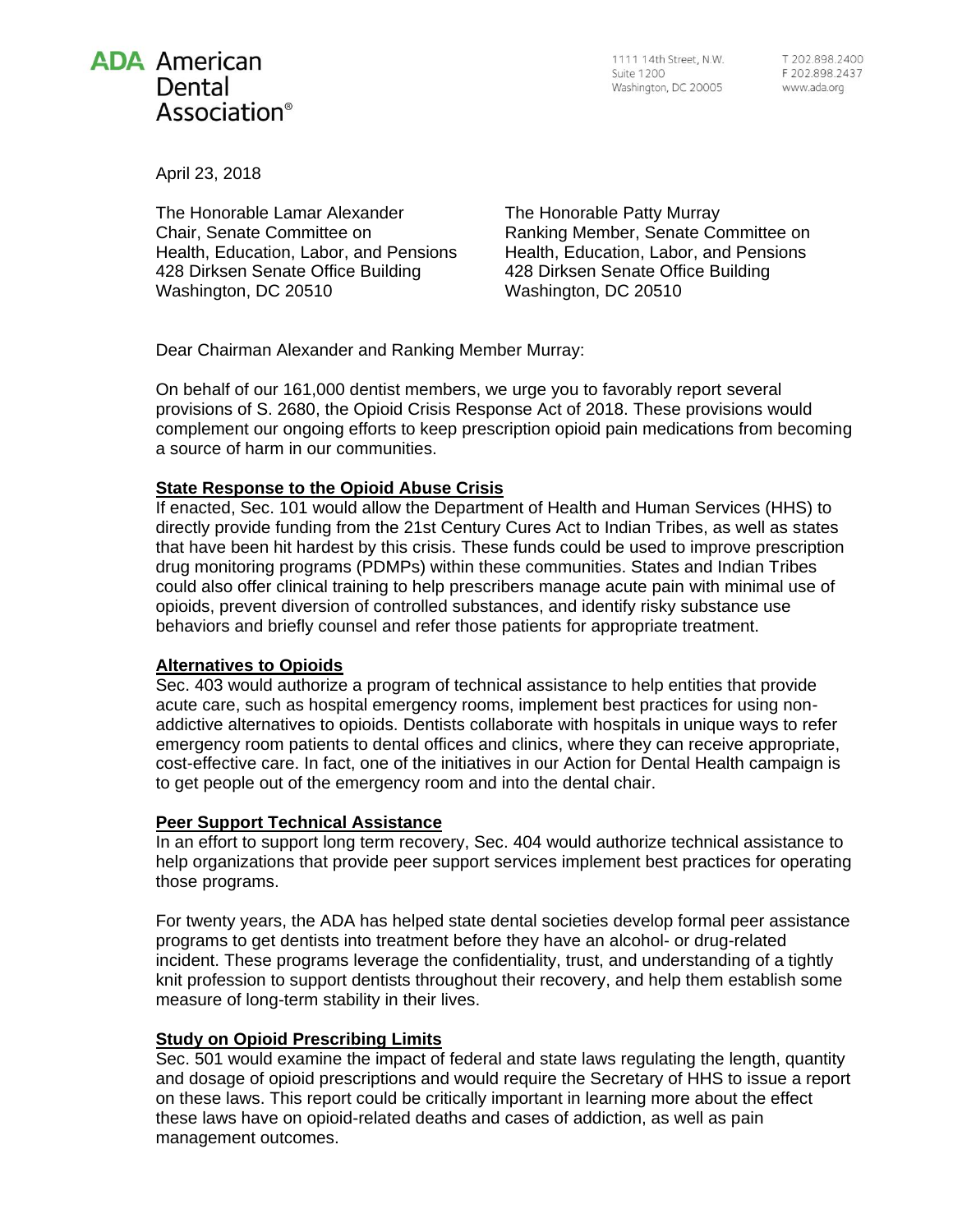**ADA American Dental Association®**

1111 14th Street, N.W.
Suite 1200
Washington, DC 20005

T 202.898.2400
F 202.898.2437
www.ada.org

April 23, 2018

The Honorable Lamar Alexander
Chair, Senate Committee on
Health, Education, Labor, and Pensions
428 Dirksen Senate Office Building
Washington, DC 20510

The Honorable Patty Murray
Ranking Member, Senate Committee on
Health, Education, Labor, and Pensions
428 Dirksen Senate Office Building
Washington, DC 20510

Dear Chairman Alexander and Ranking Member Murray:

On behalf of our 161,000 dentist members, we urge you to favorably report several provisions of S. 2680, the Opioid Crisis Response Act of 2018. These provisions would complement our ongoing efforts to keep prescription opioid pain medications from becoming a source of harm in our communities.

**State Response to the Opioid Abuse Crisis**

If enacted, Sec. 101 would allow the Department of Health and Human Services (HHS) to directly provide funding from the 21st Century Cures Act to Indian Tribes, as well as states that have been hit hardest by this crisis. These funds could be used to improve prescription drug monitoring programs (PDMPs) within these communities. States and Indian Tribes could also offer clinical training to help prescribers manage acute pain with minimal use of opioids, prevent diversion of controlled substances, and identify risky substance use behaviors and briefly counsel and refer those patients for appropriate treatment.

**Alternatives to Opioids**

Sec. 403 would authorize a program of technical assistance to help entities that provide acute care, such as hospital emergency rooms, implement best practices for using non-addictive alternatives to opioids. Dentists collaborate with hospitals in unique ways to refer emergency room patients to dental offices and clinics, where they can receive appropriate, cost-effective care. In fact, one of the initiatives in our Action for Dental Health campaign is to get people out of the emergency room and into the dental chair.

**Peer Support Technical Assistance**

In an effort to support long term recovery, Sec. 404 would authorize technical assistance to help organizations that provide peer support services implement best practices for operating those programs.

For twenty years, the ADA has helped state dental societies develop formal peer assistance programs to get dentists into treatment before they have an alcohol- or drug-related incident. These programs leverage the confidentiality, trust, and understanding of a tightly knit profession to support dentists throughout their recovery, and help them establish some measure of long-term stability in their lives.

**Study on Opioid Prescribing Limits**

Sec. 501 would examine the impact of federal and state laws regulating the length, quantity and dosage of opioid prescriptions and would require the Secretary of HHS to issue a report on these laws. This report could be critically important in learning more about the effect these laws have on opioid-related deaths and cases of addiction, as well as pain management outcomes.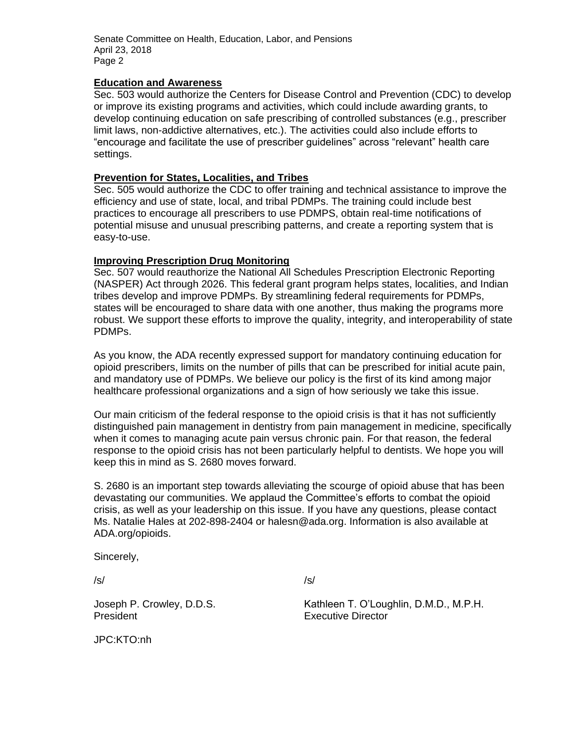**Education and Awareness**

Sec. 503 would authorize the Centers for Disease Control and Prevention (CDC) to develop or improve its existing programs and activities, which could include awarding grants, to develop continuing education on safe prescribing of controlled substances (e.g., prescriber limit laws, non-addictive alternatives, etc.). The activities could also include efforts to "encourage and facilitate the use of prescriber guidelines" across "relevant" health care settings.

**Prevention for States, Localities, and Tribes**

Sec. 505 would authorize the CDC to offer training and technical assistance to improve the efficiency and use of state, local, and tribal PDMPs. The training could include best practices to encourage all prescribers to use PDMPS, obtain real-time notifications of potential misuse and unusual prescribing patterns, and create a reporting system that is easy-to-use.

**Improving Prescription Drug Monitoring**

Sec. 507 would reauthorize the National All Schedules Prescription Electronic Reporting (NASPER) Act through 2026. This federal grant program helps states, localities, and Indian tribes develop and improve PDMPs. By streamlining federal requirements for PDMPs, states will be encouraged to share data with one another, thus making the programs more robust. We support these efforts to improve the quality, integrity, and interoperability of state PDMPs.

As you know, the ADA recently expressed support for mandatory continuing education for opioid prescribers, limits on the number of pills that can be prescribed for initial acute pain, and mandatory use of PDMPs. We believe our policy is the first of its kind among major healthcare professional organizations and a sign of how seriously we take this issue.

Our main criticism of the federal response to the opioid crisis is that it has not sufficiently distinguished pain management in dentistry from pain management in medicine, specifically when it comes to managing acute pain versus chronic pain. For that reason, the federal response to the opioid crisis has not been particularly helpful to dentists. We hope you will keep this in mind as S. 2680 moves forward.

S. 2680 is an important step towards alleviating the scourge of opioid abuse that has been devastating our communities. We applaud the Committee's efforts to combat the opioid crisis, as well as your leadership on this issue. If you have any questions, please contact Ms. Natalie Hales at 202-898-2404 or halesn@ada.org. Information is also available at ADA.org/opioids.

Sincerely,

/s/

Joseph P. Crowley, D.D.S.
President

/s/

Kathleen T. O'Loughlin, D.M.D., M.P.H.
Executive Director

JPC:KTO:nh